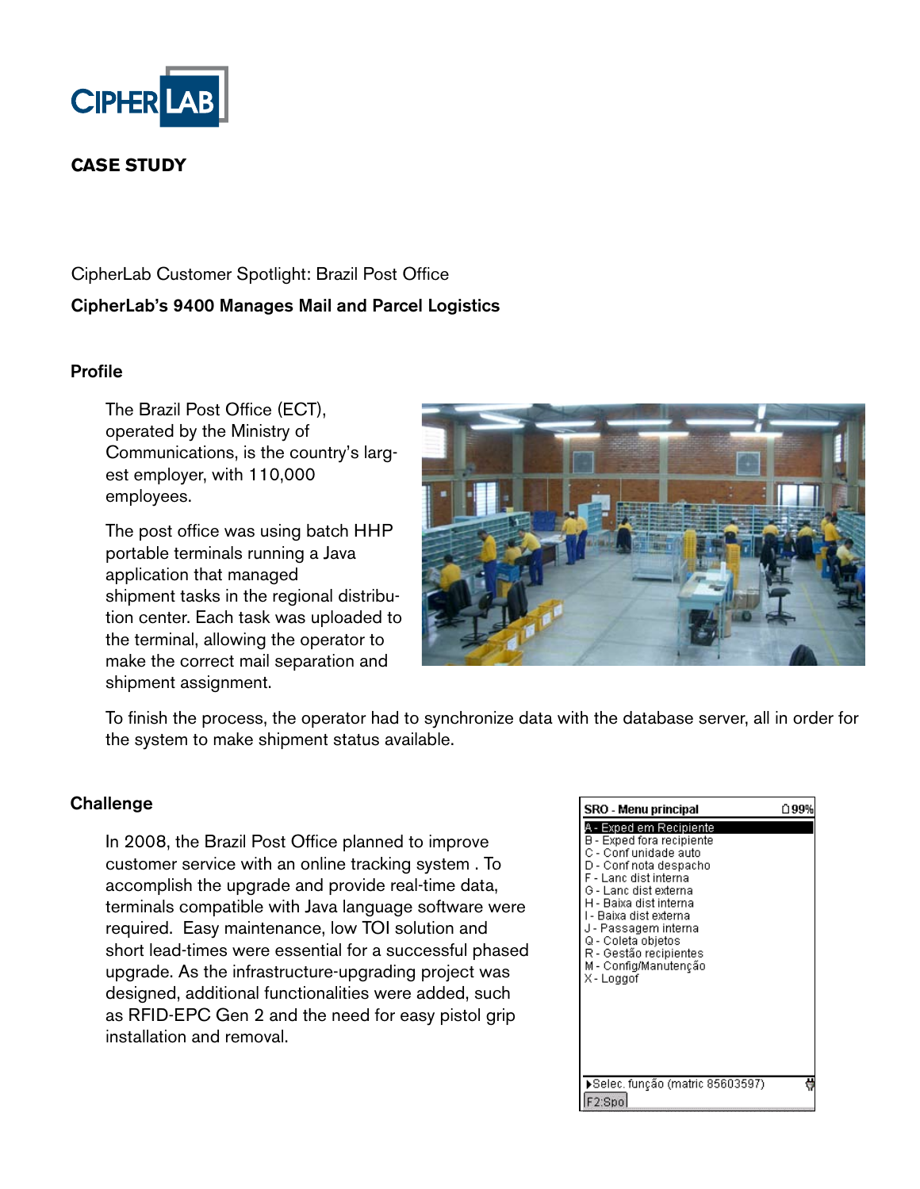CIPHERLAB

**CASE STUDY**

CipherLab Customer Spotlight: Brazil Post Office

**CipherLab's 9400 Manages Mail and Parcel Logistics**

## Profile

The Brazil Post Office (ECT), operated by the Ministry of Communications, is the country's largest employer, with 110,000 employees.

The post office was using batch HHP portable terminals running a Java application that managed shipment tasks in the regional distribution center. Each task was uploaded to the terminal, allowing the operator to make the correct mail separation and shipment assignment.

To finish the process, the operator had to synchronize data with the database server, all in order for the system to make shipment status available.

## Challenge

In 2008, the Brazil Post Office planned to improve customer service with an online tracking system . To accomplish the upgrade and provide real-time data, terminals compatible with Java language software were required. Easy maintenance, low TOI solution and short lead-times were essential for a successful phased upgrade. As the infrastructure-upgrading project was designed, additional functionalities were added, such as RFID-EPC Gen 2 and the need for easy pistol grip installation and removal.

SRO - Menu principal 99%

A - Exped em Recipiente
B - Exped fora recipiente
C - Conf unidade auto
D - Conf nota despacho
F - Lanc dist interna
G - Lanc dist externa
H - Baixa dist interna
I - Baixa dist externa
J - Passagem interna
Q - Coleta objetos
R - Gestão recipientes
M - Config/Manutenção
X - Loggof

Selec. função (matric 85603597)
F2:Spo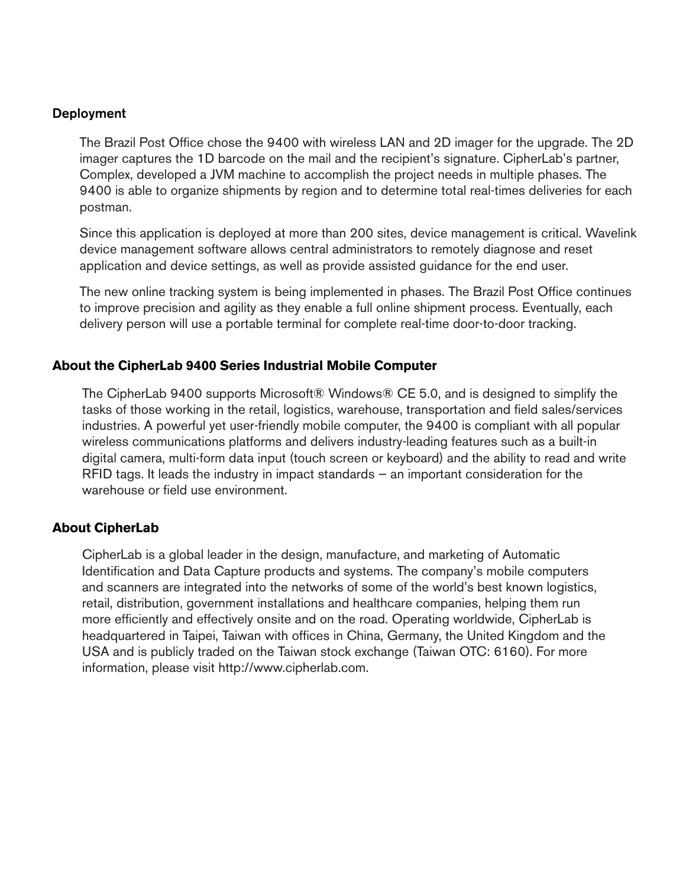## Deployment

The Brazil Post Office chose the 9400 with wireless LAN and 2D imager for the upgrade. The 2D imager captures the 1D barcode on the mail and the recipient's signature. CipherLab's partner, Complex, developed a JVM machine to accomplish the project needs in multiple phases. The 9400 is able to organize shipments by region and to determine total real-times deliveries for each postman.

Since this application is deployed at more than 200 sites, device management is critical. Wavelink device management software allows central administrators to remotely diagnose and reset application and device settings, as well as provide assisted guidance for the end user.

The new online tracking system is being implemented in phases. The Brazil Post Office continues to improve precision and agility as they enable a full online shipment process. Eventually, each delivery person will use a portable terminal for complete real-time door-to-door tracking.

## About the CipherLab 9400 Series Industrial Mobile Computer

The CipherLab 9400 supports Microsoft® Windows® CE 5.0, and is designed to simplify the tasks of those working in the retail, logistics, warehouse, transportation and field sales/services industries. A powerful yet user-friendly mobile computer, the 9400 is compliant with all popular wireless communications platforms and delivers industry-leading features such as a built-in digital camera, multi-form data input (touch screen or keyboard) and the ability to read and write RFID tags. It leads the industry in impact standards – an important consideration for the warehouse or field use environment.

## About CipherLab

CipherLab is a global leader in the design, manufacture, and marketing of Automatic Identification and Data Capture products and systems. The company's mobile computers and scanners are integrated into the networks of some of the world's best known logistics, retail, distribution, government installations and healthcare companies, helping them run more efficiently and effectively onsite and on the road. Operating worldwide, CipherLab is headquartered in Taipei, Taiwan with offices in China, Germany, the United Kingdom and the USA and is publicly traded on the Taiwan stock exchange (Taiwan OTC: 6160). For more information, please visit http://www.cipherlab.com.